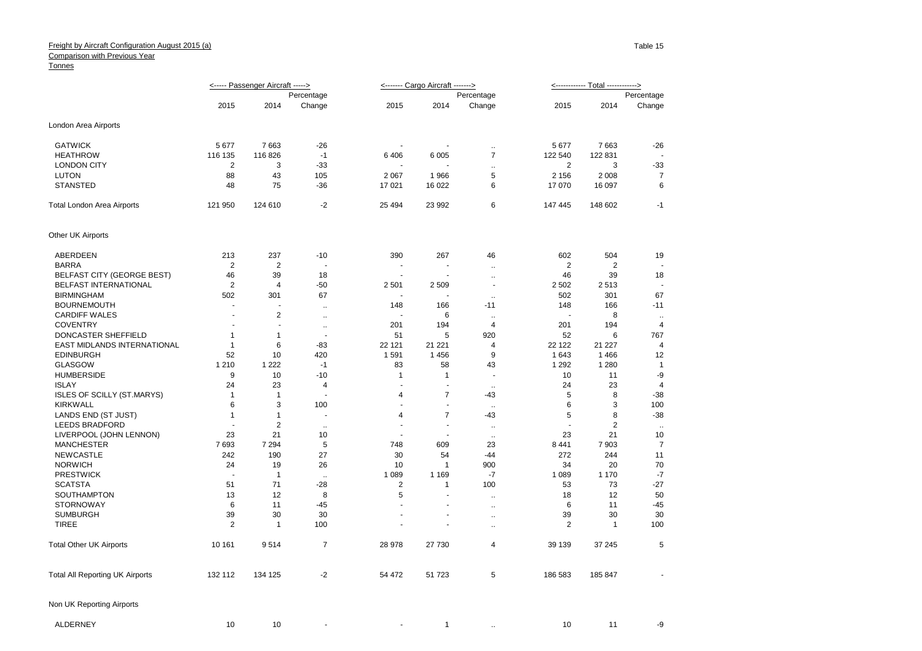Freight by Aircraft Configuration August 2015 (a)
Comparison with Previous Year
Tonnes

Table 15

| | Passenger Aircraft | | | Cargo Aircraft | | | Total | | |
|---|---|---|---|---|---|---|---|---|---|
| | 2015 | 2014 | Percentage Change | 2015 | 2014 | Percentage Change | 2015 | 2014 | Percentage Change |
| **London Area Airports** | | | | | | | | | |
| GATWICK | 5 677 | 7 663 | -26 | - | - | .. | 5 677 | 7 663 | -26 |
| HEATHROW | 116 135 | 116 826 | -1 | 6 406 | 6 005 | 7 | 122 540 | 122 831 | - |
| LONDON CITY | 2 | 3 | -33 | - | - | .. | 2 | 3 | -33 |
| LUTON | 88 | 43 | 105 | 2 067 | 1 966 | 5 | 2 156 | 2 008 | 7 |
| STANSTED | 48 | 75 | -36 | 17 021 | 16 022 | 6 | 17 070 | 16 097 | 6 |
| Total London Area Airports | 121 950 | 124 610 | -2 | 25 494 | 23 992 | 6 | 147 445 | 148 602 | -1 |
| **Other UK Airports** | | | | | | | | | |
| ABERDEEN | 213 | 237 | -10 | 390 | 267 | 46 | 602 | 504 | 19 |
| BARRA | 2 | 2 | - | - | - | .. | 2 | 2 | - |
| BELFAST CITY (GEORGE BEST) | 46 | 39 | 18 | - | - | .. | 46 | 39 | 18 |
| BELFAST INTERNATIONAL | 2 | 4 | -50 | 2 501 | 2 509 | - | 2 502 | 2 513 | - |
| BIRMINGHAM | 502 | 301 | 67 | - | - | .. | 502 | 301 | 67 |
| BOURNEMOUTH | - | - | .. | 148 | 166 | -11 | 148 | 166 | -11 |
| CARDIFF WALES | - | 2 | .. | - | 6 | .. | - | 8 | .. |
| COVENTRY | - | - | .. | 201 | 194 | 4 | 201 | 194 | 4 |
| DONCASTER SHEFFIELD | 1 | 1 | - | 51 | 5 | 920 | 52 | 6 | 767 |
| EAST MIDLANDS INTERNATIONAL | 1 | 6 | -83 | 22 121 | 21 221 | 4 | 22 122 | 21 227 | 4 |
| EDINBURGH | 52 | 10 | 420 | 1 591 | 1 456 | 9 | 1 643 | 1 466 | 12 |
| GLASGOW | 1 210 | 1 222 | -1 | 83 | 58 | 43 | 1 292 | 1 280 | 1 |
| HUMBERSIDE | 9 | 10 | -10 | 1 | 1 | - | 10 | 11 | -9 |
| ISLAY | 24 | 23 | 4 | - | - | .. | 24 | 23 | 4 |
| ISLES OF SCILLY (ST.MARYS) | 1 | 1 | - | 4 | 7 | -43 | 5 | 8 | -38 |
| KIRKWALL | 6 | 3 | 100 | - | - | .. | 6 | 3 | 100 |
| LANDS END (ST JUST) | 1 | 1 | - | 4 | 7 | -43 | 5 | 8 | -38 |
| LEEDS BRADFORD | - | 2 | .. | - | - | .. | - | 2 | .. |
| LIVERPOOL (JOHN LENNON) | 23 | 21 | 10 | - | - | .. | 23 | 21 | 10 |
| MANCHESTER | 7 693 | 7 294 | 5 | 748 | 609 | 23 | 8 441 | 7 903 | 7 |
| NEWCASTLE | 242 | 190 | 27 | 30 | 54 | -44 | 272 | 244 | 11 |
| NORWICH | 24 | 19 | 26 | 10 | 1 | 900 | 34 | 20 | 70 |
| PRESTWICK | - | 1 | .. | 1 089 | 1 169 | -7 | 1 089 | 1 170 | -7 |
| SCATSTA | 51 | 71 | -28 | 2 | 1 | 100 | 53 | 73 | -27 |
| SOUTHAMPTON | 13 | 12 | 8 | 5 | - | .. | 18 | 12 | 50 |
| STORNOWAY | 6 | 11 | -45 | - | - | .. | 6 | 11 | -45 |
| SUMBURGH | 39 | 30 | 30 | - | - | .. | 39 | 30 | 30 |
| TIREE | 2 | 1 | 100 | - | - | .. | 2 | 1 | 100 |
| Total Other UK Airports | 10 161 | 9 514 | 7 | 28 978 | 27 730 | 4 | 39 139 | 37 245 | 5 |
| Total All Reporting UK Airports | 132 112 | 134 125 | -2 | 54 472 | 51 723 | 5 | 186 583 | 185 847 | - |
| **Non UK Reporting Airports** | | | | | | | | | |
| ALDERNEY | 10 | 10 | - | - | 1 | .. | 10 | 11 | -9 |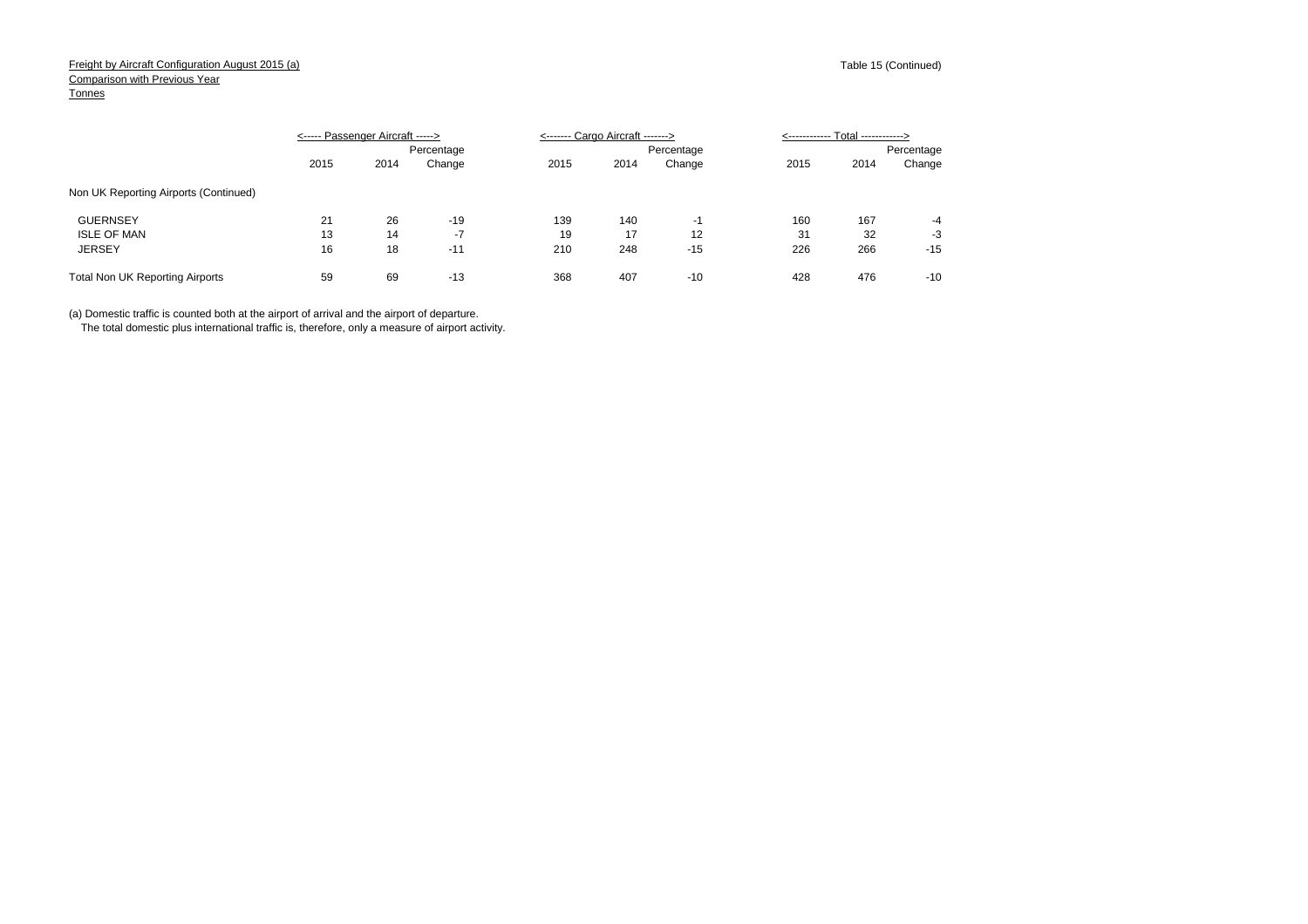Freight by Aircraft Configuration August 2015 (a)

Comparison with Previous Year

Tonnes

Table 15 (Continued)

| | Passenger Aircraft | | | Cargo Aircraft | | | Total | | |
|---|---|---|---|---|---|---|---|---|---|
| | 2015 | 2014 | Percentage Change | 2015 | 2014 | Percentage Change | 2015 | 2014 | Percentage Change |
| Non UK Reporting Airports (Continued) | | | | | | | | | |
| GUERNSEY | 21 | 26 | -19 | 139 | 140 | -1 | 160 | 167 | -4 |
| ISLE OF MAN | 13 | 14 | -7 | 19 | 17 | 12 | 31 | 32 | -3 |
| JERSEY | 16 | 18 | -11 | 210 | 248 | -15 | 226 | 266 | -15 |
| Total Non UK Reporting Airports | 59 | 69 | -13 | 368 | 407 | -10 | 428 | 476 | -10 |

(a) Domestic traffic is counted both at the airport of arrival and the airport of departure.
The total domestic plus international traffic is, therefore, only a measure of airport activity.